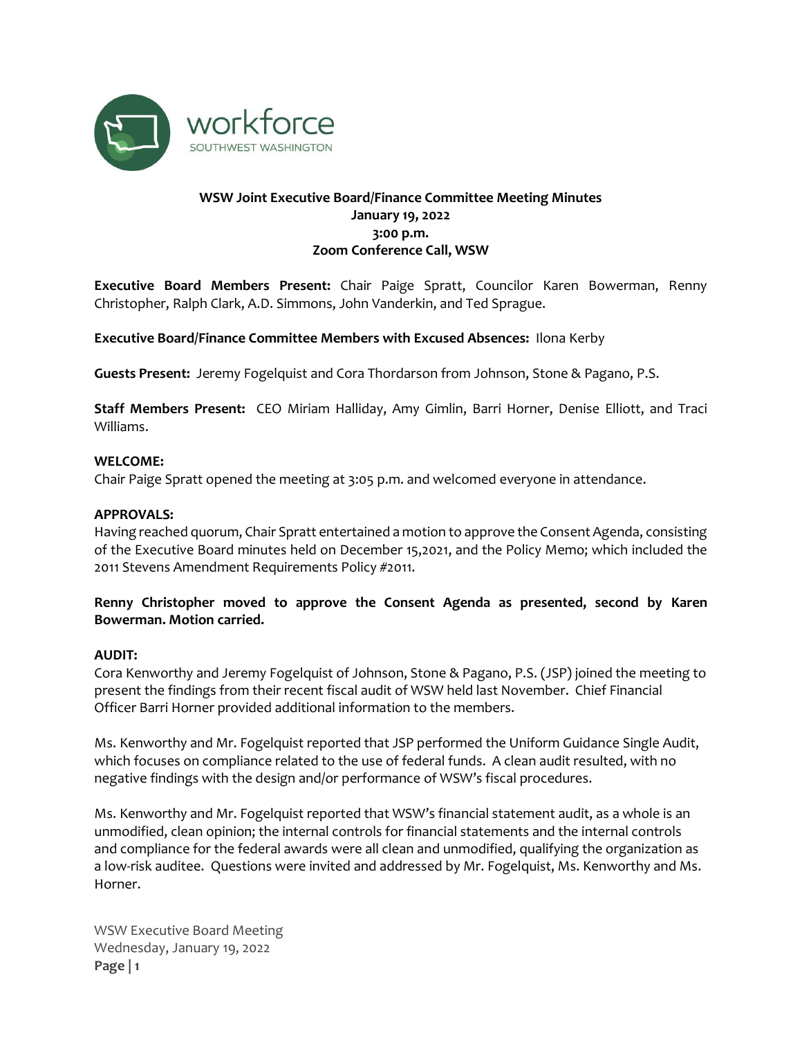workforce
SOUTHWEST WASHINGTON

**WSW Joint Executive Board/Finance Committee Meeting Minutes**
**January 19, 2022**
**3:00 p.m.**
**Zoom Conference Call, WSW**

**Executive Board Members Present:** Chair Paige Spratt, Councilor Karen Bowerman, Renny Christopher, Ralph Clark, A.D. Simmons, John Vanderkin, and Ted Sprague.

**Executive Board/Finance Committee Members with Excused Absences:** Ilona Kerby

**Guests Present:** Jeremy Fogelquist and Cora Thordarson from Johnson, Stone & Pagano, P.S.

**Staff Members Present:** CEO Miriam Halliday, Amy Gimlin, Barri Horner, Denise Elliott, and Traci Williams.

**WELCOME:**

Chair Paige Spratt opened the meeting at 3:05 p.m. and welcomed everyone in attendance.

**APPROVALS:**

Having reached quorum, Chair Spratt entertained a motion to approve the Consent Agenda, consisting of the Executive Board minutes held on December 15,2021, and the Policy Memo; which included the 2011 Stevens Amendment Requirements Policy #2011.

**Renny Christopher moved to approve the Consent Agenda as presented, second by Karen Bowerman. Motion carried.**

**AUDIT:**

Cora Kenworthy and Jeremy Fogelquist of Johnson, Stone & Pagano, P.S. (JSP) joined the meeting to present the findings from their recent fiscal audit of WSW held last November. Chief Financial Officer Barri Horner provided additional information to the members.

Ms. Kenworthy and Mr. Fogelquist reported that JSP performed the Uniform Guidance Single Audit, which focuses on compliance related to the use of federal funds. A clean audit resulted, with no negative findings with the design and/or performance of WSW's fiscal procedures.

Ms. Kenworthy and Mr. Fogelquist reported that WSW's financial statement audit, as a whole is an unmodified, clean opinion; the internal controls for financial statements and the internal controls and compliance for the federal awards were all clean and unmodified, qualifying the organization as a low-risk auditee. Questions were invited and addressed by Mr. Fogelquist, Ms. Kenworthy and Ms. Horner.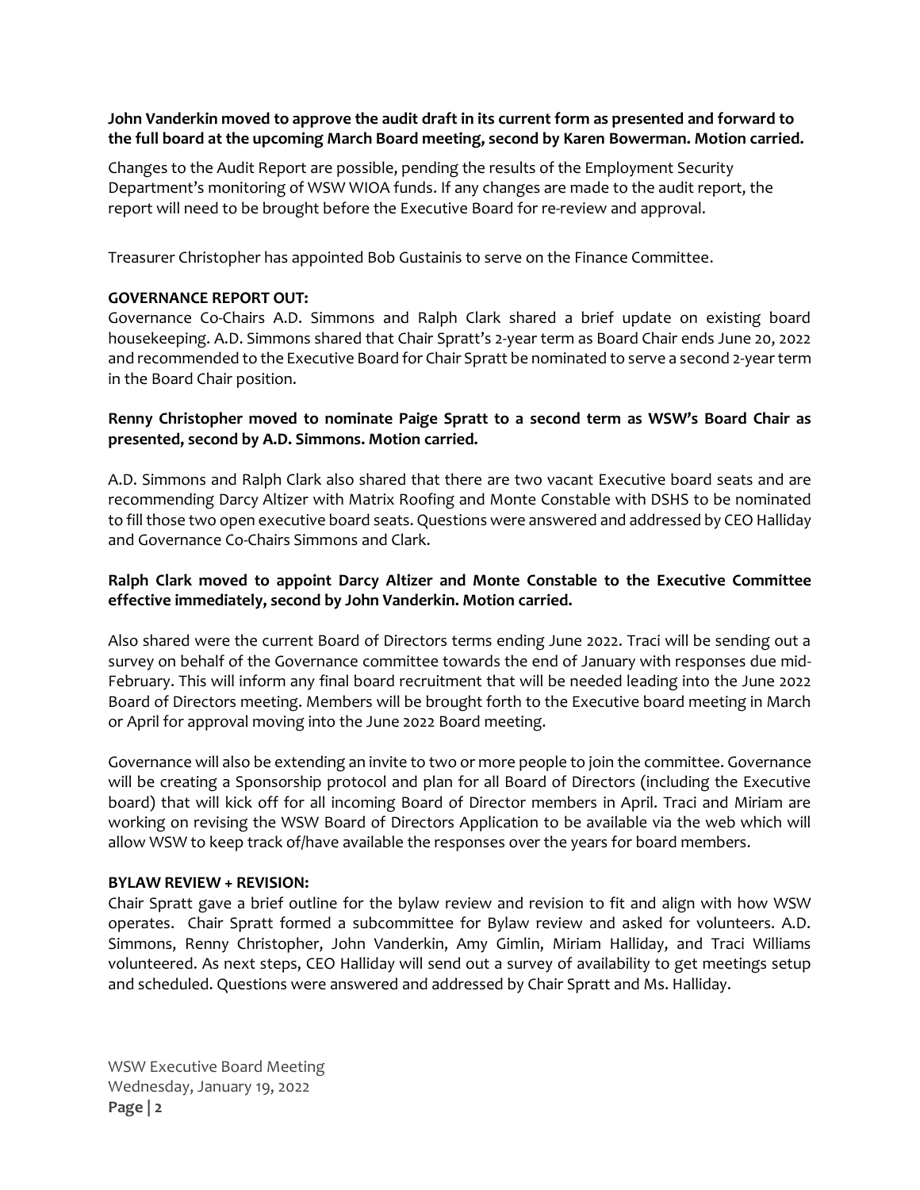**John Vanderkin moved to approve the audit draft in its current form as presented and forward to the full board at the upcoming March Board meeting, second by Karen Bowerman. Motion carried.**

Changes to the Audit Report are possible, pending the results of the Employment Security Department's monitoring of WSW WIOA funds. If any changes are made to the audit report, the report will need to be brought before the Executive Board for re-review and approval.

Treasurer Christopher has appointed Bob Gustainis to serve on the Finance Committee.

**GOVERNANCE REPORT OUT:**

Governance Co-Chairs A.D. Simmons and Ralph Clark shared a brief update on existing board housekeeping. A.D. Simmons shared that Chair Spratt's 2-year term as Board Chair ends June 20, 2022 and recommended to the Executive Board for Chair Spratt be nominated to serve a second 2-year term in the Board Chair position.

**Renny Christopher moved to nominate Paige Spratt to a second term as WSW's Board Chair as presented, second by A.D. Simmons. Motion carried.**

A.D. Simmons and Ralph Clark also shared that there are two vacant Executive board seats and are recommending Darcy Altizer with Matrix Roofing and Monte Constable with DSHS to be nominated to fill those two open executive board seats. Questions were answered and addressed by CEO Halliday and Governance Co-Chairs Simmons and Clark.

**Ralph Clark moved to appoint Darcy Altizer and Monte Constable to the Executive Committee effective immediately, second by John Vanderkin. Motion carried.**

Also shared were the current Board of Directors terms ending June 2022. Traci will be sending out a survey on behalf of the Governance committee towards the end of January with responses due mid-February. This will inform any final board recruitment that will be needed leading into the June 2022 Board of Directors meeting. Members will be brought forth to the Executive board meeting in March or April for approval moving into the June 2022 Board meeting.

Governance will also be extending an invite to two or more people to join the committee. Governance will be creating a Sponsorship protocol and plan for all Board of Directors (including the Executive board) that will kick off for all incoming Board of Director members in April. Traci and Miriam are working on revising the WSW Board of Directors Application to be available via the web which will allow WSW to keep track of/have available the responses over the years for board members.

**BYLAW REVIEW + REVISION:**

Chair Spratt gave a brief outline for the bylaw review and revision to fit and align with how WSW operates. Chair Spratt formed a subcommittee for Bylaw review and asked for volunteers. A.D. Simmons, Renny Christopher, John Vanderkin, Amy Gimlin, Miriam Halliday, and Traci Williams volunteered. As next steps, CEO Halliday will send out a survey of availability to get meetings setup and scheduled. Questions were answered and addressed by Chair Spratt and Ms. Halliday.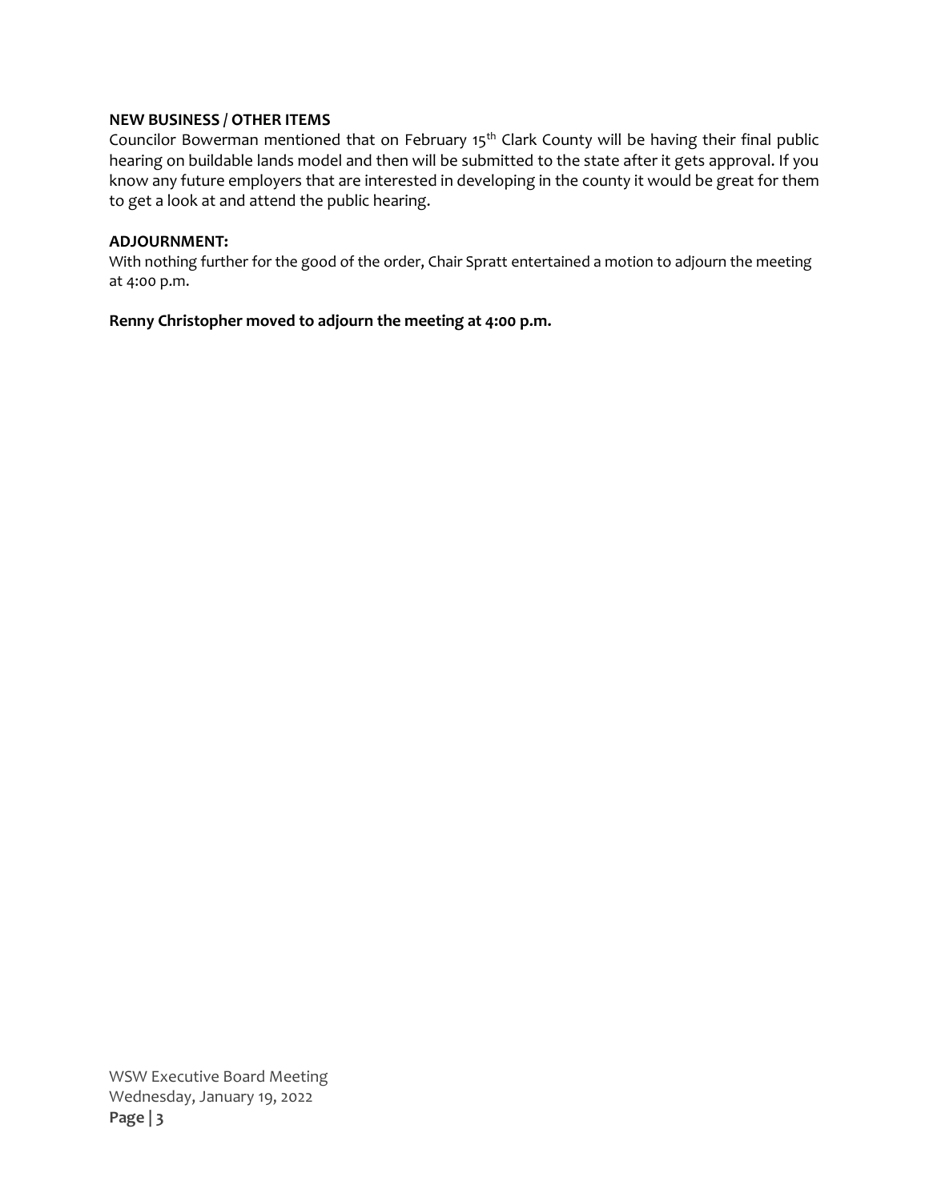**NEW BUSINESS / OTHER ITEMS**

Councilor Bowerman mentioned that on February 15th Clark County will be having their final public hearing on buildable lands model and then will be submitted to the state after it gets approval. If you know any future employers that are interested in developing in the county it would be great for them to get a look at and attend the public hearing.

**ADJOURNMENT:**

With nothing further for the good of the order, Chair Spratt entertained a motion to adjourn the meeting at 4:00 p.m.

**Renny Christopher moved to adjourn the meeting at 4:00 p.m.**